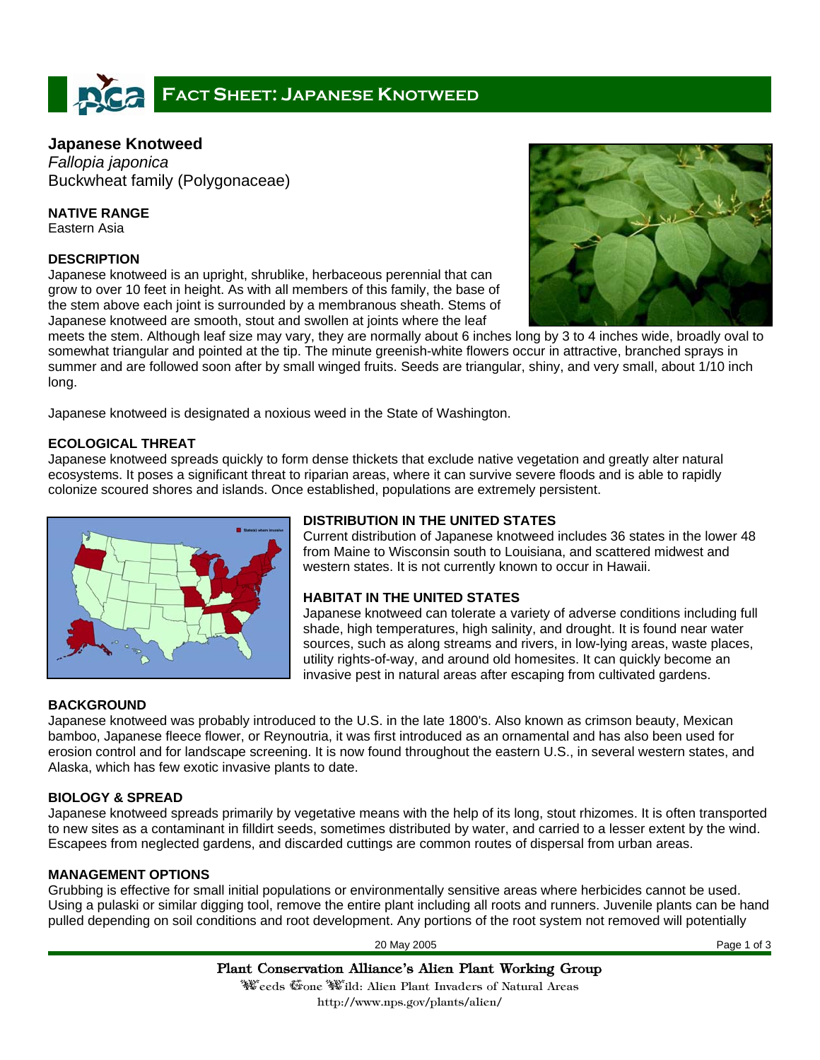# Fact Sheet: Japanese Knotweed

**Japanese Knotweed**
*Fallopia japonica*
Buckwheat family (Polygonaceae)

## NATIVE RANGE

Eastern Asia

## DESCRIPTION

Japanese knotweed is an upright, shrublike, herbaceous perennial that can grow to over 10 feet in height. As with all members of this family, the base of the stem above each joint is surrounded by a membranous sheath. Stems of Japanese knotweed are smooth, stout and swollen at joints where the leaf meets the stem. Although leaf size may vary, they are normally about 6 inches long by 3 to 4 inches wide, broadly oval to somewhat triangular and pointed at the tip. The minute greenish-white flowers occur in attractive, branched sprays in summer and are followed soon after by small winged fruits. Seeds are triangular, shiny, and very small, about 1/10 inch long.

Japanese knotweed is designated a noxious weed in the State of Washington.

## ECOLOGICAL THREAT

Japanese knotweed spreads quickly to form dense thickets that exclude native vegetation and greatly alter natural ecosystems. It poses a significant threat to riparian areas, where it can survive severe floods and is able to rapidly colonize scoured shores and islands. Once established, populations are extremely persistent.

## DISTRIBUTION IN THE UNITED STATES

Current distribution of Japanese knotweed includes 36 states in the lower 48 from Maine to Wisconsin south to Louisiana, and scattered midwest and western states. It is not currently known to occur in Hawaii.

## HABITAT IN THE UNITED STATES

Japanese knotweed can tolerate a variety of adverse conditions including full shade, high temperatures, high salinity, and drought. It is found near water sources, such as along streams and rivers, in low-lying areas, waste places, utility rights-of-way, and around old homesites. It can quickly become an invasive pest in natural areas after escaping from cultivated gardens.

## BACKGROUND

Japanese knotweed was probably introduced to the U.S. in the late 1800's. Also known as crimson beauty, Mexican bamboo, Japanese fleece flower, or Reynoutria, it was first introduced as an ornamental and has also been used for erosion control and for landscape screening. It is now found throughout the eastern U.S., in several western states, and Alaska, which has few exotic invasive plants to date.

## BIOLOGY & SPREAD

Japanese knotweed spreads primarily by vegetative means with the help of its long, stout rhizomes. It is often transported to new sites as a contaminant in filldirt seeds, sometimes distributed by water, and carried to a lesser extent by the wind. Escapees from neglected gardens, and discarded cuttings are common routes of dispersal from urban areas.

## MANAGEMENT OPTIONS

Grubbing is effective for small initial populations or environmentally sensitive areas where herbicides cannot be used. Using a pulaski or similar digging tool, remove the entire plant including all roots and runners. Juvenile plants can be hand pulled depending on soil conditions and root development. Any portions of the root system not removed will potentially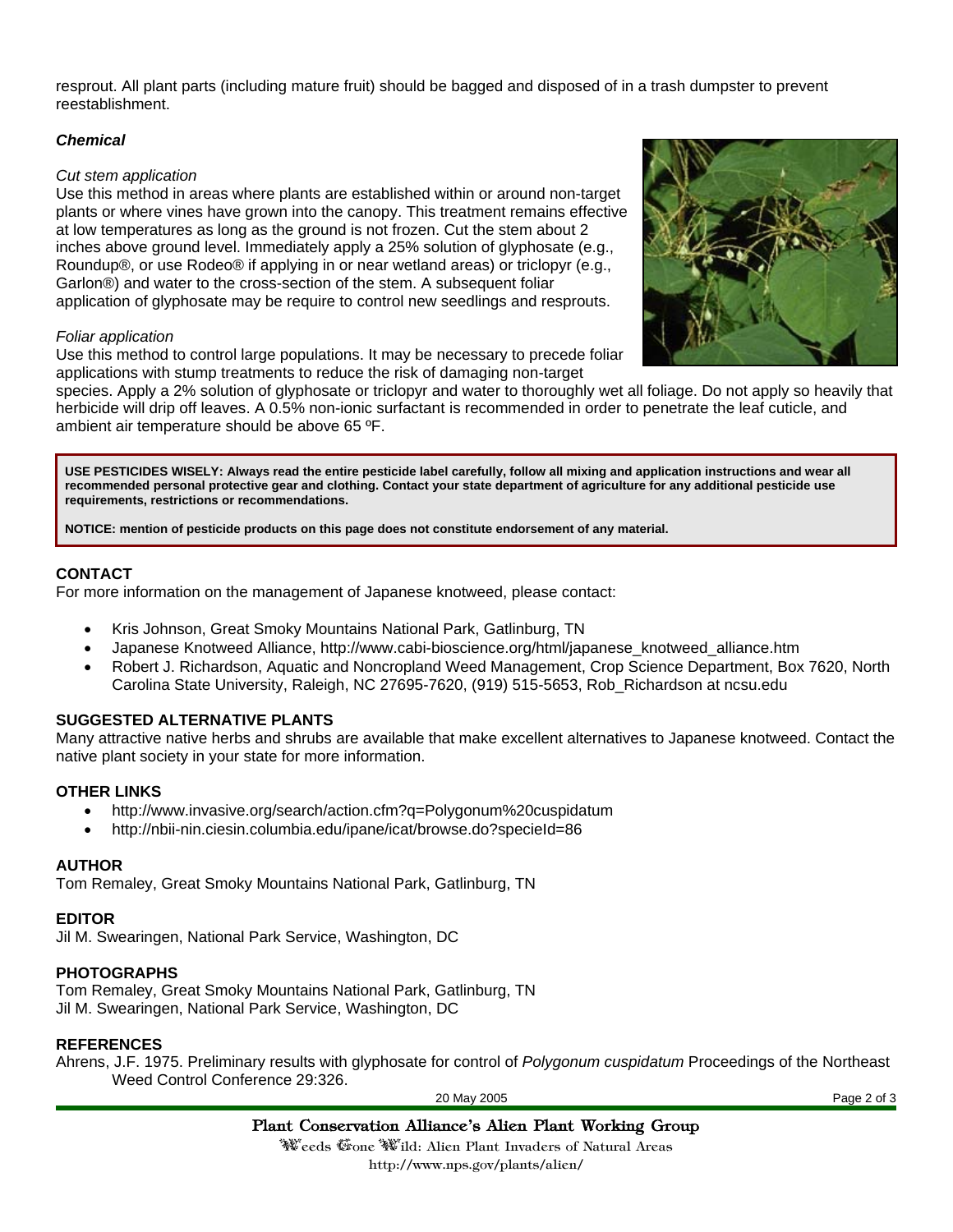resprout. All plant parts (including mature fruit) should be bagged and disposed of in a trash dumpster to prevent reestablishment.

***Chemical***

*Cut stem application*

Use this method in areas where plants are established within or around non-target plants or where vines have grown into the canopy. This treatment remains effective at low temperatures as long as the ground is not frozen. Cut the stem about 2 inches above ground level. Immediately apply a 25% solution of glyphosate (e.g., Roundup®, or use Rodeo® if applying in or near wetland areas) or triclopyr (e.g., Garlon®) and water to the cross-section of the stem. A subsequent foliar application of glyphosate may be require to control new seedlings and resprouts.

*Foliar application*

Use this method to control large populations. It may be necessary to precede foliar applications with stump treatments to reduce the risk of damaging non-target species. Apply a 2% solution of glyphosate or triclopyr and water to thoroughly wet all foliage. Do not apply so heavily that herbicide will drip off leaves. A 0.5% non-ionic surfactant is recommended in order to penetrate the leaf cuticle, and ambient air temperature should be above 65 ºF.

**USE PESTICIDES WISELY: Always read the entire pesticide label carefully, follow all mixing and application instructions and wear all recommended personal protective gear and clothing. Contact your state department of agriculture for any additional pesticide use requirements, restrictions or recommendations.**

**NOTICE: mention of pesticide products on this page does not constitute endorsement of any material.**

## CONTACT

For more information on the management of Japanese knotweed, please contact:

- Kris Johnson, Great Smoky Mountains National Park, Gatlinburg, TN
- Japanese Knotweed Alliance, http://www.cabi-bioscience.org/html/japanese_knotweed_alliance.htm
- Robert J. Richardson, Aquatic and Noncropland Weed Management, Crop Science Department, Box 7620, North Carolina State University, Raleigh, NC 27695-7620, (919) 515-5653, Rob_Richardson at ncsu.edu

## SUGGESTED ALTERNATIVE PLANTS

Many attractive native herbs and shrubs are available that make excellent alternatives to Japanese knotweed. Contact the native plant society in your state for more information.

## OTHER LINKS

- http://www.invasive.org/search/action.cfm?q=Polygonum%20cuspidatum
- http://nbii-nin.ciesin.columbia.edu/ipane/icat/browse.do?specieId=86

## AUTHOR

Tom Remaley, Great Smoky Mountains National Park, Gatlinburg, TN

## EDITOR

Jil M. Swearingen, National Park Service, Washington, DC

## PHOTOGRAPHS

Tom Remaley, Great Smoky Mountains National Park, Gatlinburg, TN
Jil M. Swearingen, National Park Service, Washington, DC

## REFERENCES

Ahrens, J.F. 1975. Preliminary results with glyphosate for control of *Polygonum cuspidatum* Proceedings of the Northeast Weed Control Conference 29:326.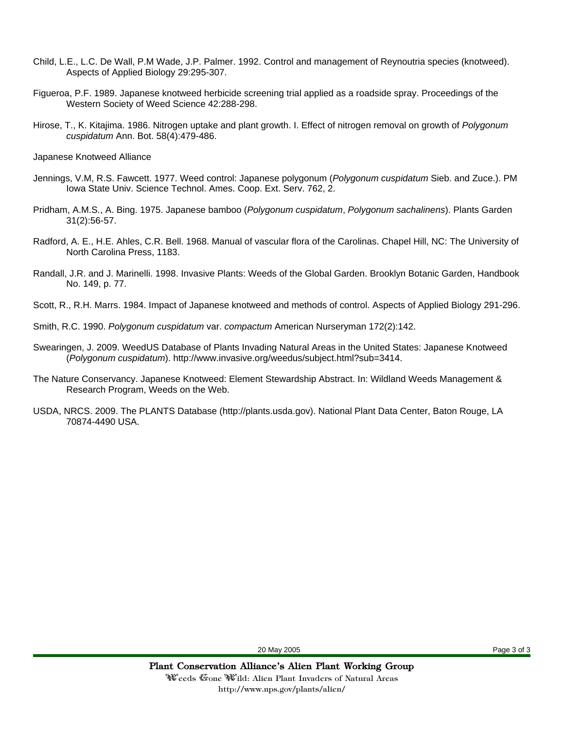Child, L.E., L.C. De Wall, P.M Wade, J.P. Palmer. 1992. Control and management of Reynoutria species (knotweed). Aspects of Applied Biology 29:295-307.

Figueroa, P.F. 1989. Japanese knotweed herbicide screening trial applied as a roadside spray. Proceedings of the Western Society of Weed Science 42:288-298.

Hirose, T., K. Kitajima. 1986. Nitrogen uptake and plant growth. I. Effect of nitrogen removal on growth of *Polygonum cuspidatum* Ann. Bot. 58(4):479-486.

Japanese Knotweed Alliance

Jennings, V.M, R.S. Fawcett. 1977. Weed control: Japanese polygonum (*Polygonum cuspidatum* Sieb. and Zuce.). PM Iowa State Univ. Science Technol. Ames. Coop. Ext. Serv. 762, 2.

Pridham, A.M.S., A. Bing. 1975. Japanese bamboo (*Polygonum cuspidatum*, *Polygonum sachalinens*). Plants Garden 31(2):56-57.

Radford, A. E., H.E. Ahles, C.R. Bell. 1968. Manual of vascular flora of the Carolinas. Chapel Hill, NC: The University of North Carolina Press, 1183.

Randall, J.R. and J. Marinelli. 1998. Invasive Plants: Weeds of the Global Garden. Brooklyn Botanic Garden, Handbook No. 149, p. 77.

Scott, R., R.H. Marrs. 1984. Impact of Japanese knotweed and methods of control. Aspects of Applied Biology 291-296.

Smith, R.C. 1990. *Polygonum cuspidatum* var. *compactum* American Nurseryman 172(2):142.

Swearingen, J. 2009. WeedUS Database of Plants Invading Natural Areas in the United States: Japanese Knotweed (*Polygonum cuspidatum*). http://www.invasive.org/weedus/subject.html?sub=3414.

The Nature Conservancy. Japanese Knotweed: Element Stewardship Abstract. In: Wildland Weeds Management & Research Program, Weeds on the Web.

USDA, NRCS. 2009. The PLANTS Database (http://plants.usda.gov). National Plant Data Center, Baton Rouge, LA 70874-4490 USA.